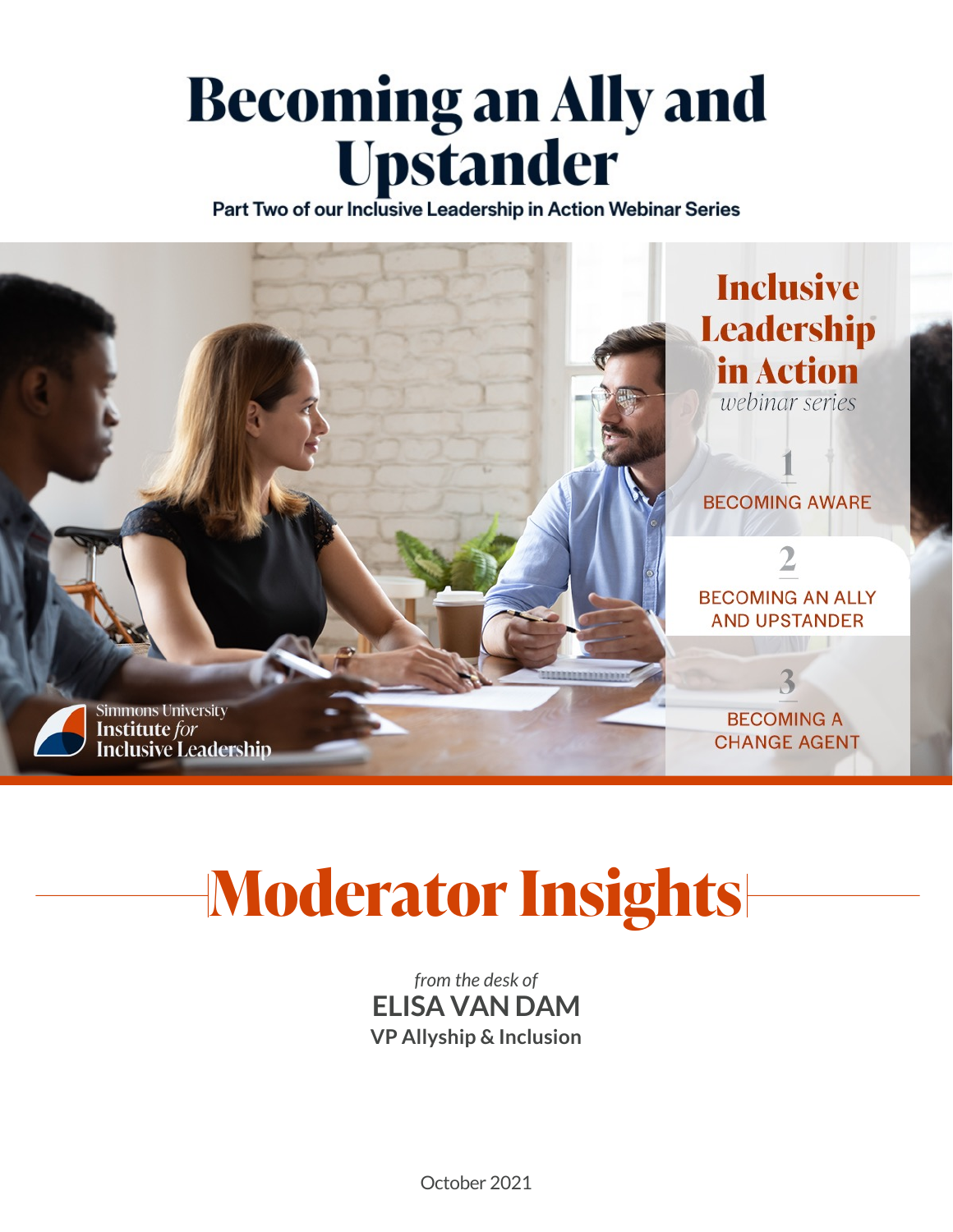# Becoming an Ally and Upstander

**Part Two of our Inclusive Leadership in Action Webinar Series**

**Inclusive Leadership in Action**
*webinar series*

1 BECOMING AWARE

2 BECOMING AN ALLY AND UPSTANDER

3 BECOMING A CHANGE AGENT

Simmons University
**Institute** *for*
**Inclusive Leadership**

# Moderator Insights

*from the desk of*
**ELISA VAN DAM**
**VP Allyship & Inclusion**

October 2021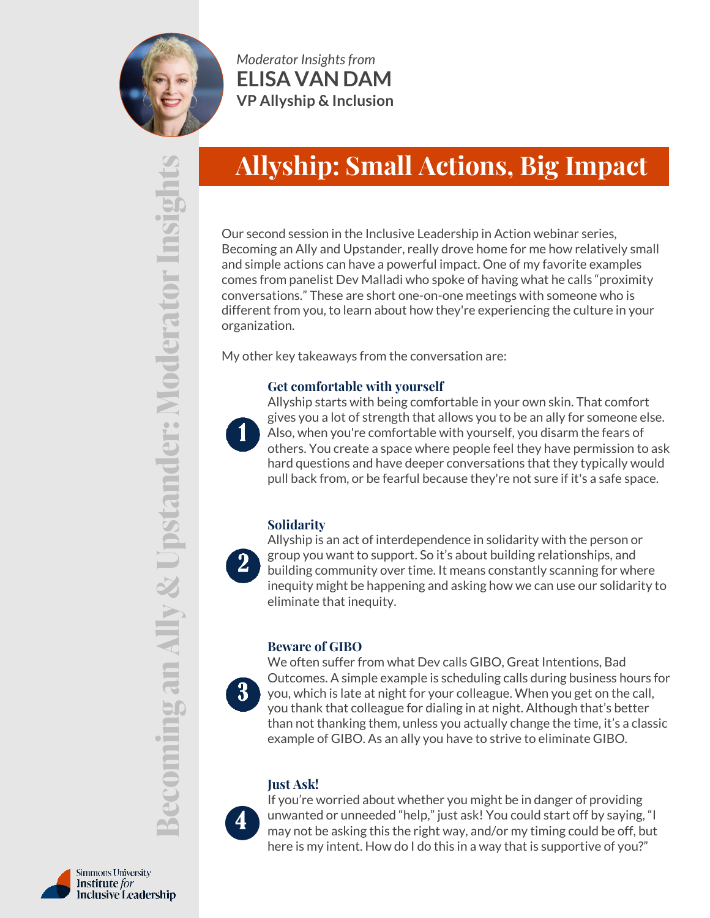*Moderator Insights from*

**ELISA VAN DAM**

**VP Allyship & Inclusion**

Becoming an Ally & Upstander: Moderator Insights

# Allyship: Small Actions, Big Impact

Our second session in the Inclusive Leadership in Action webinar series, Becoming an Ally and Upstander, really drove home for me how relatively small and simple actions can have a powerful impact. One of my favorite examples comes from panelist Dev Malladi who spoke of having what he calls "proximity conversations." These are short one-on-one meetings with someone who is different from you, to learn about how they're experiencing the culture in your organization.

My other key takeaways from the conversation are:

1. **Get comfortable with yourself**
   Allyship starts with being comfortable in your own skin. That comfort gives you a lot of strength that allows you to be an ally for someone else. Also, when you're comfortable with yourself, you disarm the fears of others. You create a space where people feel they have permission to ask hard questions and have deeper conversations that they typically would pull back from, or be fearful because they're not sure if it's a safe space.

2. **Solidarity**
   Allyship is an act of interdependence in solidarity with the person or group you want to support. So it's about building relationships, and building community over time. It means constantly scanning for where inequity might be happening and asking how we can use our solidarity to eliminate that inequity.

3. **Beware of GIBO**
   We often suffer from what Dev calls GIBO, Great Intentions, Bad Outcomes. A simple example is scheduling calls during business hours for you, which is late at night for your colleague. When you get on the call, you thank that colleague for dialing in at night. Although that's better than not thanking them, unless you actually change the time, it's a classic example of GIBO. As an ally you have to strive to eliminate GIBO.

4. **Just Ask!**
   If you're worried about whether you might be in danger of providing unwanted or unneeded "help," just ask! You could start off by saying, "I may not be asking this the right way, and/or my timing could be off, but here is my intent. How do I do this in a way that is supportive of you?"

Simmons University Institute *for* Inclusive Leadership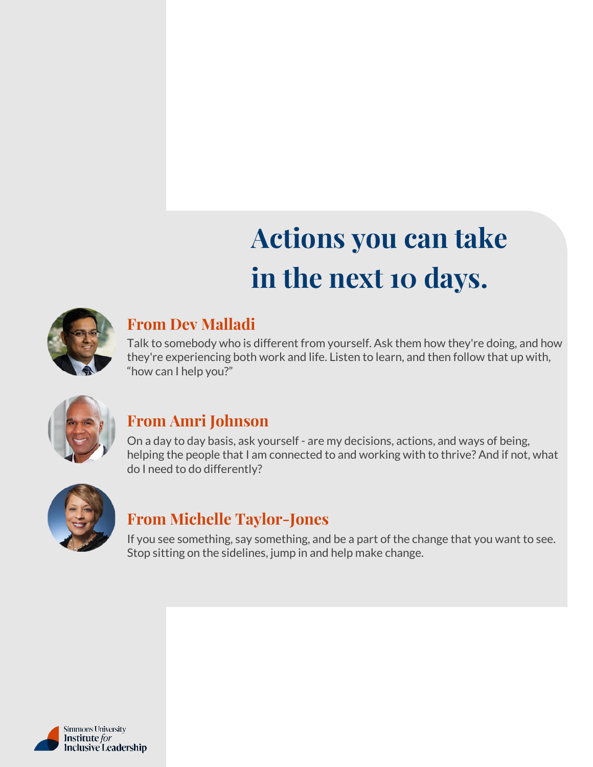# Actions you can take in the next 10 days.

## From Dev Malladi

Talk to somebody who is different from yourself. Ask them how they're doing, and how they're experiencing both work and life. Listen to learn, and then follow that up with, "how can I help you?"

## From Amri Johnson

On a day to day basis, ask yourself - are my decisions, actions, and ways of being, helping the people that I am connected to and working with to thrive? And if not, what do I need to do differently?

## From Michelle Taylor-Jones

If you see something, say something, and be a part of the change that you want to see. Stop sitting on the sidelines, jump in and help make change.

Simmons University Institute *for* Inclusive Leadership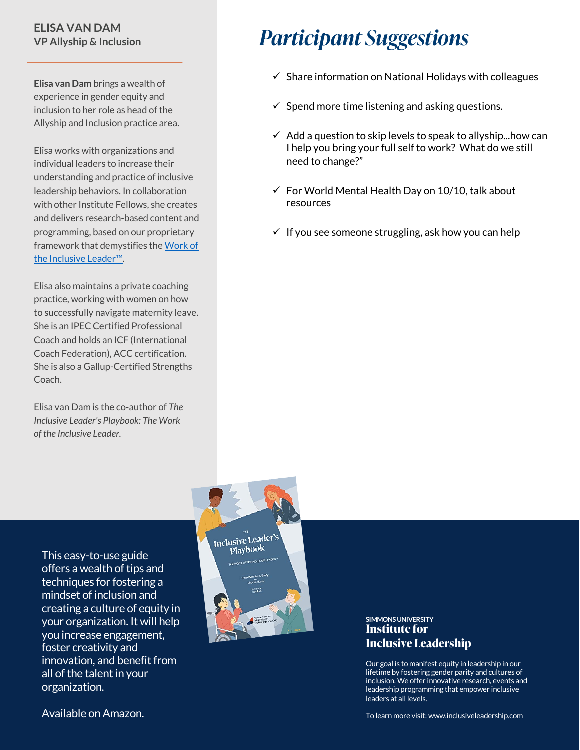**ELISA VAN DAM**
**VP Allyship & Inclusion**

**Elisa van Dam** brings a wealth of experience in gender equity and inclusion to her role as head of the Allyship and Inclusion practice area.

Elisa works with organizations and individual leaders to increase their understanding and practice of inclusive leadership behaviors. In collaboration with other Institute Fellows, she creates and delivers research-based content and programming, based on our proprietary framework that demystifies the Work of the Inclusive Leader™.

Elisa also maintains a private coaching practice, working with women on how to successfully navigate maternity leave. She is an IPEC Certified Professional Coach and holds an ICF (International Coach Federation), ACC certification. She is also a Gallup-Certified Strengths Coach.

Elisa van Dam is the co-author of *The Inclusive Leader's Playbook: The Work of the Inclusive Leader.*

# *Participant Suggestions*

- ✓ Share information on National Holidays with colleagues
- ✓ Spend more time listening and asking questions.
- ✓ Add a question to skip levels to speak to allyship...how can I help you bring your full self to work? What do we still need to change?"
- ✓ For World Mental Health Day on 10/10, talk about resources
- ✓ If you see someone struggling, ask how you can help

This easy-to-use guide offers a wealth of tips and techniques for fostering a mindset of inclusion and creating a culture of equity in your organization. It will help you increase engagement, foster creativity and innovation, and benefit from all of the talent in your organization.

Available on Amazon.

SIMMONS UNIVERSITY
**Institute for Inclusive Leadership**

Our goal is to manifest equity in leadership in our lifetime by fostering gender parity and cultures of inclusion. We offer innovative research, events and leadership programming that empower inclusive leaders at all levels.

To learn more visit: www.inclusiveleadership.com